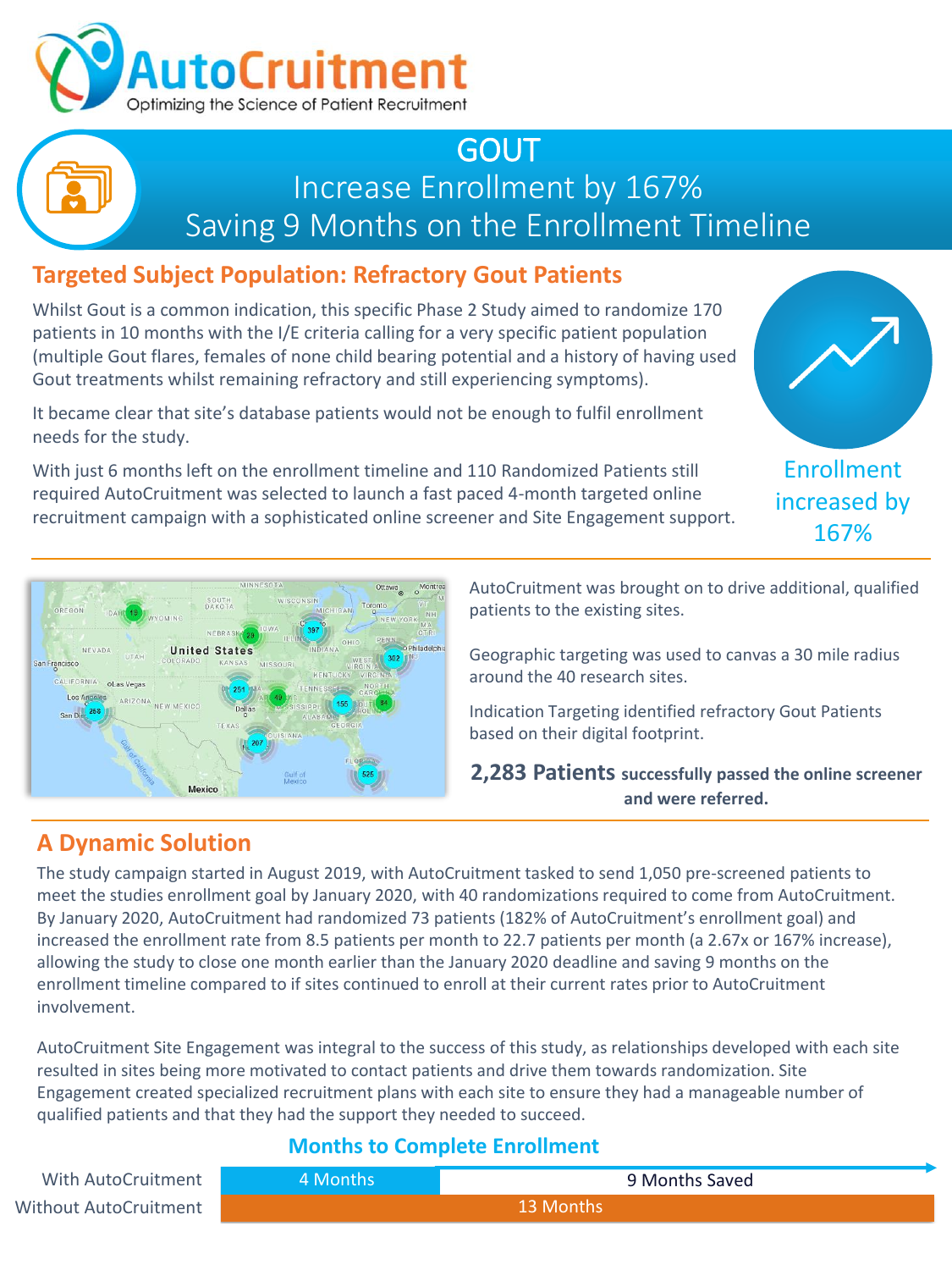# AutoCruitment

Optimizing the Science of Patient Recruitment

## GOUT

## Increase Enrollment by 167%

## Saving 9 Months on the Enrollment Timeline

### Targeted Subject Population: Refractory Gout Patients

Whilst Gout is a common indication, this specific Phase 2 Study aimed to randomize 170 patients in 10 months with the I/E criteria calling for a very specific patient population (multiple Gout flares, females of none child bearing potential and a history of having used Gout treatments whilst remaining refractory and still experiencing symptoms).

It became clear that site's database patients would not be enough to fulfil enrollment needs for the study.

With just 6 months left on the enrollment timeline and 110 Randomized Patients still required AutoCruitment was selected to launch a fast paced 4-month targeted online recruitment campaign with a sophisticated online screener and Site Engagement support.

Enrollment increased by 167%

AutoCruitment was brought on to drive additional, qualified patients to the existing sites.

Geographic targeting was used to canvas a 30 mile radius around the 40 research sites.

Indication Targeting identified refractory Gout Patients based on their digital footprint.

**2,283 Patients successfully passed the online screener and were referred.**

### A Dynamic Solution

The study campaign started in August 2019, with AutoCruitment tasked to send 1,050 pre-screened patients to meet the studies enrollment goal by January 2020, with 40 randomizations required to come from AutoCruitment. By January 2020, AutoCruitment had randomized 73 patients (182% of AutoCruitment's enrollment goal) and increased the enrollment rate from 8.5 patients per month to 22.7 patients per month (a 2.67x or 167% increase), allowing the study to close one month earlier than the January 2020 deadline and saving 9 months on the enrollment timeline compared to if sites continued to enroll at their current rates prior to AutoCruitment involvement.

AutoCruitment Site Engagement was integral to the success of this study, as relationships developed with each site resulted in sites being more motivated to contact patients and drive them towards randomization. Site Engagement created specialized recruitment plans with each site to ensure they had a manageable number of qualified patients and that they had the support they needed to succeed.

**Months to Complete Enrollment**

| | | |
|---|---|---|
| With AutoCruitment | 4 Months | 9 Months Saved |
| Without AutoCruitment | 13 Months | |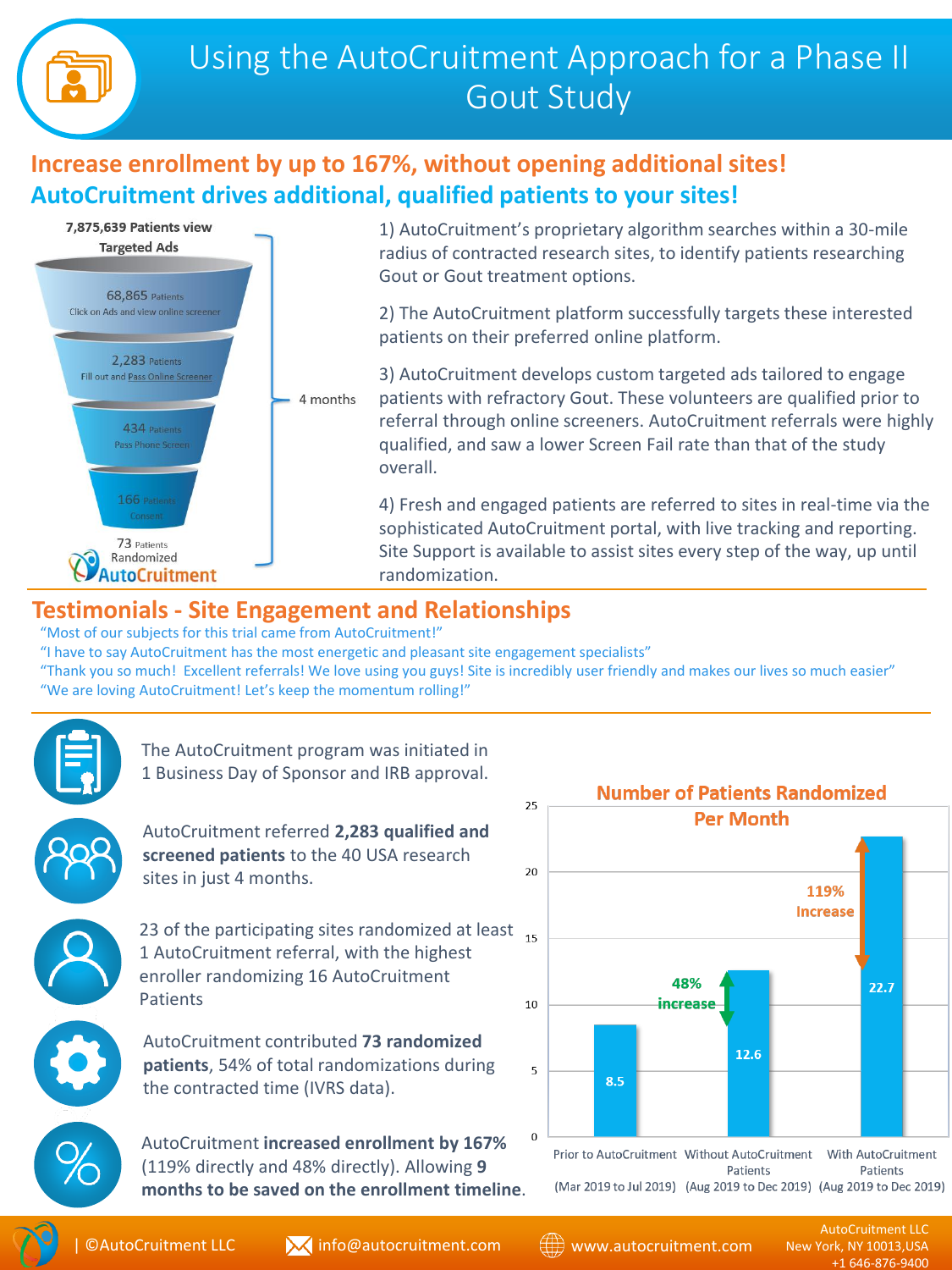# Using the AutoCruitment Approach for a Phase II Gout Study

## Increase enrollment by up to 167%, without opening additional sites!

## AutoCruitment drives additional, qualified patients to your sites!

7,875,639 Patients view Targeted Ads

68,865 Patients
Click on Ads and view online screener

2,283 Patients
Fill out and Pass Online Screener

434 Patients
Pass Phone Screen

166 Patients
Consent

73 Patients
Randomized

4 months

AutoCruitment

1) AutoCruitment's proprietary algorithm searches within a 30-mile radius of contracted research sites, to identify patients researching Gout or Gout treatment options.

2) The AutoCruitment platform successfully targets these interested patients on their preferred online platform.

3) AutoCruitment develops custom targeted ads tailored to engage patients with refractory Gout. These volunteers are qualified prior to referral through online screeners. AutoCruitment referrals were highly qualified, and saw a lower Screen Fail rate than that of the study overall.

4) Fresh and engaged patients are referred to sites in real-time via the sophisticated AutoCruitment portal, with live tracking and reporting. Site Support is available to assist sites every step of the way, up until randomization.

## Testimonials - Site Engagement and Relationships

"Most of our subjects for this trial came from AutoCruitment!"

"I have to say AutoCruitment has the most energetic and pleasant site engagement specialists"

"Thank you so much! Excellent referrals! We love using you guys! Site is incredibly user friendly and makes our lives so much easier"

"We are loving AutoCruitment! Let's keep the momentum rolling!"

The AutoCruitment program was initiated in 1 Business Day of Sponsor and IRB approval.

AutoCruitment referred **2,283 qualified and screened patients** to the 40 USA research sites in just 4 months.

23 of the participating sites randomized at least 1 AutoCruitment referral, with the highest enroller randomizing 16 AutoCruitment Patients

AutoCruitment contributed **73 randomized patients**, 54% of total randomizations during the contracted time (IVRS data).

AutoCruitment **increased enrollment by 167%** (119% directly and 48% directly). Allowing **9 months to be saved on the enrollment timeline.**

### Number of Patients Randomized Per Month

0
5
10
15
20
25

8.5
12.6
22.7

48% increase

119% Increase

Prior to AutoCruitment (Mar 2019 to Jul 2019)

Without AutoCruitment Patients (Aug 2019 to Dec 2019)

With AutoCruitment Patients (Aug 2019 to Dec 2019)

| ©AutoCruitment LLC | info@autocruitment.com | www.autocruitment.com | AutoCruitment LLC New York, NY 10013,USA +1 646-876-9400